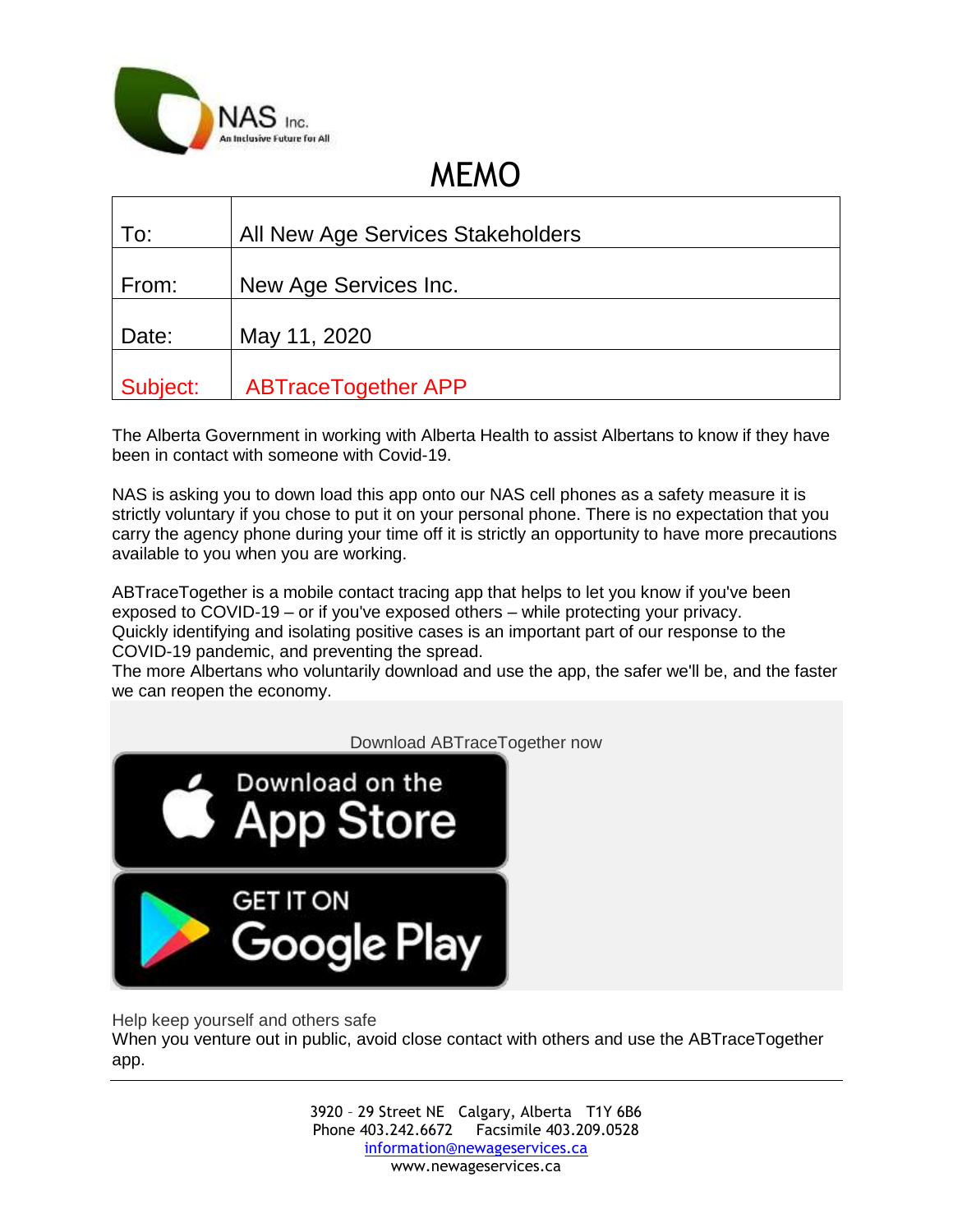NAS Inc.
An Inclusive Future for All

# MEMO

| | |
|---|---|
| To: | All New Age Services Stakeholders |
| From: | New Age Services Inc. |
| Date: | May 11, 2020 |
| Subject: | ABTraceTogether APP |

The Alberta Government in working with Alberta Health to assist Albertans to know if they have been in contact with someone with Covid-19.

NAS is asking you to down load this app onto our NAS cell phones as a safety measure it is strictly voluntary if you chose to put it on your personal phone. There is no expectation that you carry the agency phone during your time off it is strictly an opportunity to have more precautions available to you when you are working.

ABTraceTogether is a mobile contact tracing app that helps to let you know if you've been exposed to COVID-19 – or if you've exposed others – while protecting your privacy.
Quickly identifying and isolating positive cases is an important part of our response to the COVID-19 pandemic, and preventing the spread.
The more Albertans who voluntarily download and use the app, the safer we'll be, and the faster we can reopen the economy.

Download ABTraceTogether now

Download on the App Store

GET IT ON Google Play

Help keep yourself and others safe
When you venture out in public, avoid close contact with others and use the ABTraceTogether app.

---

3920 – 29 Street NE Calgary, Alberta T1Y 6B6
Phone 403.242.6672 Facsimile 403.209.0528
information@newageservices.ca
www.newageservices.ca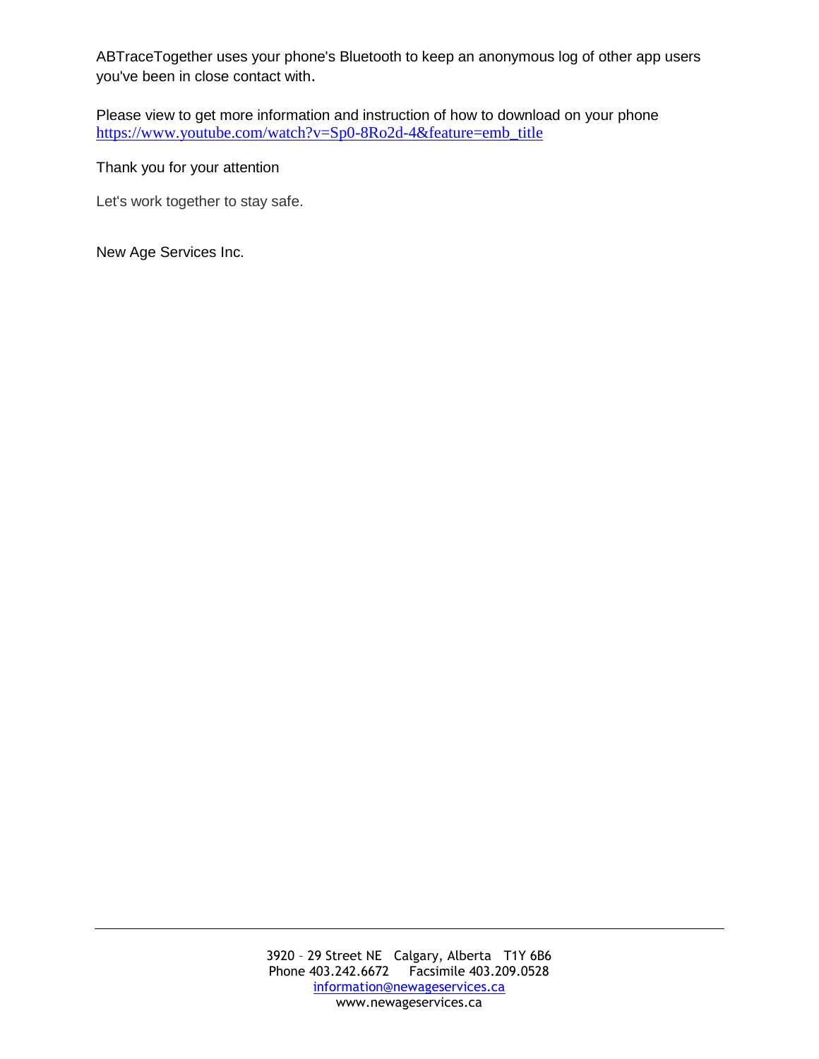ABTraceTogether uses your phone's Bluetooth to keep an anonymous log of other app users you've been in close contact with.

Please view to get more information and instruction of how to download on your phone
https://www.youtube.com/watch?v=Sp0-8Ro2d-4&feature=emb_title

Thank you for your attention

Let's work together to stay safe.

New Age Services Inc.

3920 – 29 Street NE   Calgary, Alberta   T1Y 6B6
Phone 403.242.6672   Facsimile 403.209.0528
information@newageservices.ca
www.newageservices.ca